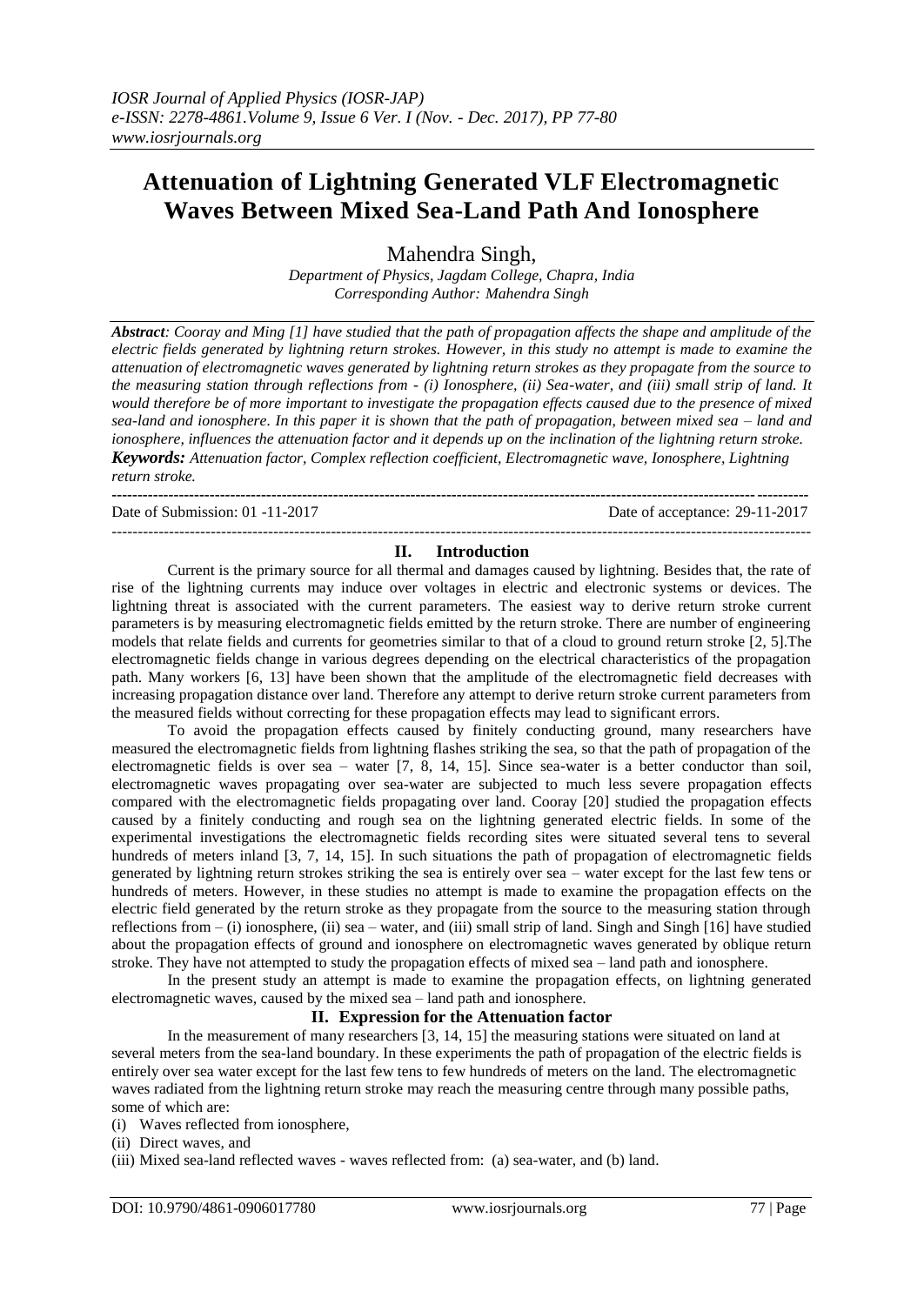# Attenuation of Lightning Generated VLF Electromagnetic Waves Between Mixed Sea-Land Path And Ionosphere

Mahendra Singh,

*Department of Physics, Jagdam College, Chapra, India*
*Corresponding Author: Mahendra Singh*

***Abstract**: Cooray and Ming [1] have studied that the path of propagation affects the shape and amplitude of the electric fields generated by lightning return strokes. However, in this study no attempt is made to examine the attenuation of electromagnetic waves generated by lightning return strokes as they propagate from the source to the measuring station through reflections from - (i) Ionosphere, (ii) Sea-water, and (iii) small strip of land. It would therefore be of more important to investigate the propagation effects caused due to the presence of mixed sea-land and ionosphere. In this paper it is shown that the path of propagation, between mixed sea – land and ionosphere, influences the attenuation factor and it depends up on the inclination of the lightning return stroke.*

***Keywords:** Attenuation factor, Complex reflection coefficient, Electromagnetic wave, Ionosphere, Lightning return stroke.*

Date of Submission: 01 -11-2017 Date of acceptance: 29-11-2017

## II. Introduction

Current is the primary source for all thermal and damages caused by lightning. Besides that, the rate of rise of the lightning currents may induce over voltages in electric and electronic systems or devices. The lightning threat is associated with the current parameters. The easiest way to derive return stroke current parameters is by measuring electromagnetic fields emitted by the return stroke. There are number of engineering models that relate fields and currents for geometries similar to that of a cloud to ground return stroke [2, 5].The electromagnetic fields change in various degrees depending on the electrical characteristics of the propagation path. Many workers [6, 13] have been shown that the amplitude of the electromagnetic field decreases with increasing propagation distance over land. Therefore any attempt to derive return stroke current parameters from the measured fields without correcting for these propagation effects may lead to significant errors.

To avoid the propagation effects caused by finitely conducting ground, many researchers have measured the electromagnetic fields from lightning flashes striking the sea, so that the path of propagation of the electromagnetic fields is over sea – water [7, 8, 14, 15]. Since sea-water is a better conductor than soil, electromagnetic waves propagating over sea-water are subjected to much less severe propagation effects compared with the electromagnetic fields propagating over land. Cooray [20] studied the propagation effects caused by a finitely conducting and rough sea on the lightning generated electric fields. In some of the experimental investigations the electromagnetic fields recording sites were situated several tens to several hundreds of meters inland [3, 7, 14, 15]. In such situations the path of propagation of electromagnetic fields generated by lightning return strokes striking the sea is entirely over sea – water except for the last few tens or hundreds of meters. However, in these studies no attempt is made to examine the propagation effects on the electric field generated by the return stroke as they propagate from the source to the measuring station through reflections from – (i) ionosphere, (ii) sea – water, and (iii) small strip of land. Singh and Singh [16] have studied about the propagation effects of ground and ionosphere on electromagnetic waves generated by oblique return stroke. They have not attempted to study the propagation effects of mixed sea – land path and ionosphere.

In the present study an attempt is made to examine the propagation effects, on lightning generated electromagnetic waves, caused by the mixed sea – land path and ionosphere.

## II. Expression for the Attenuation factor

In the measurement of many researchers [3, 14, 15] the measuring stations were situated on land at several meters from the sea-land boundary. In these experiments the path of propagation of the electric fields is entirely over sea water except for the last few tens to few hundreds of meters on the land. The electromagnetic waves radiated from the lightning return stroke may reach the measuring centre through many possible paths, some of which are:

(i) Waves reflected from ionosphere,
(ii) Direct waves, and
(iii) Mixed sea-land reflected waves - waves reflected from: (a) sea-water, and (b) land.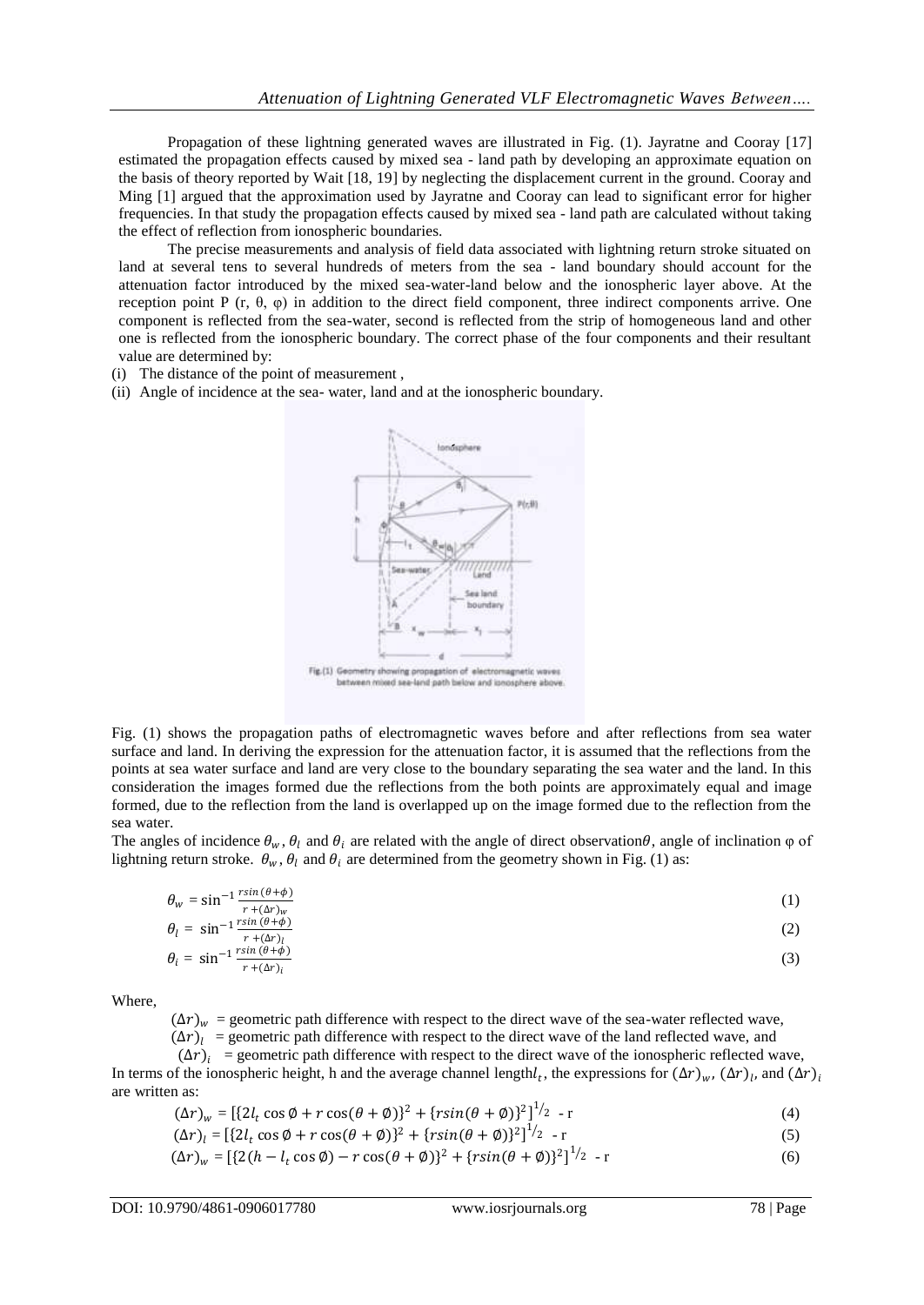Propagation of these lightning generated waves are illustrated in Fig. (1). Jayratne and Cooray [17] estimated the propagation effects caused by mixed sea - land path by developing an approximate equation on the basis of theory reported by Wait [18, 19] by neglecting the displacement current in the ground. Cooray and Ming [1] argued that the approximation used by Jayratne and Cooray can lead to significant error for higher frequencies. In that study the propagation effects caused by mixed sea - land path are calculated without taking the effect of reflection from ionospheric boundaries.

The precise measurements and analysis of field data associated with lightning return stroke situated on land at several tens to several hundreds of meters from the sea - land boundary should account for the attenuation factor introduced by the mixed sea-water-land below and the ionospheric layer above. At the reception point P (r, θ, φ) in addition to the direct field component, three indirect components arrive. One component is reflected from the sea-water, second is reflected from the strip of homogeneous land and other one is reflected from the ionospheric boundary. The correct phase of the four components and their resultant value are determined by:

(i) The distance of the point of measurement ,
(ii) Angle of incidence at the sea- water, land and at the ionospheric boundary.

Fig.(1) Geometry showing propagation of electromagnetic waves between mixed sea-land path below and ionosphere above.

Fig. (1) shows the propagation paths of electromagnetic waves before and after reflections from sea water surface and land. In deriving the expression for the attenuation factor, it is assumed that the reflections from the points at sea water surface and land are very close to the boundary separating the sea water and the land. In this consideration the images formed due the reflections from the both points are approximately equal and image formed, due to the reflection from the land is overlapped up on the image formed due to the reflection from the sea water.

The angles of incidence $\theta_w$, $\theta_l$ and $\theta_i$ are related with the angle of direct observation $\theta$, angle of inclination φ of lightning return stroke. $\theta_w$, $\theta_l$ and $\theta_i$ are determined from the geometry shown in Fig. (1) as:

$$\theta_w = \sin^{-1}\frac{r\sin(\theta+\phi)}{r+(\Delta r)_w} \tag{1}$$

$$\theta_l = \sin^{-1}\frac{r\sin(\theta+\phi)}{r+(\Delta r)_l} \tag{2}$$

$$\theta_i = \sin^{-1}\frac{r\sin(\theta+\phi)}{r+(\Delta r)_i} \tag{3}$$

Where,

$(\Delta r)_w$ = geometric path difference with respect to the direct wave of the sea-water reflected wave,
$(\Delta r)_l$ = geometric path difference with respect to the direct wave of the land reflected wave, and
$(\Delta r)_i$ = geometric path difference with respect to the direct wave of the ionospheric reflected wave,

In terms of the ionospheric height, h and the average channel length $l_t$, the expressions for $(\Delta r)_w$, $(\Delta r)_l$, and $(\Delta r)_i$ are written as:

$$(\Delta r)_w = [\{2l_t\cos\emptyset + r\cos(\theta+\emptyset)\}^2 + \{r\sin(\theta+\emptyset)\}^2]^{1/2} - r \tag{4}$$

$$(\Delta r)_l = [\{2l_t\cos\emptyset + r\cos(\theta+\emptyset)\}^2 + \{r\sin(\theta+\emptyset)\}^2]^{1/2} - r \tag{5}$$

$$(\Delta r)_w = [\{2(h - l_t\cos\emptyset) - r\cos(\theta+\emptyset)\}^2 + \{r\sin(\theta+\emptyset)\}^2]^{1/2} - r \tag{6}$$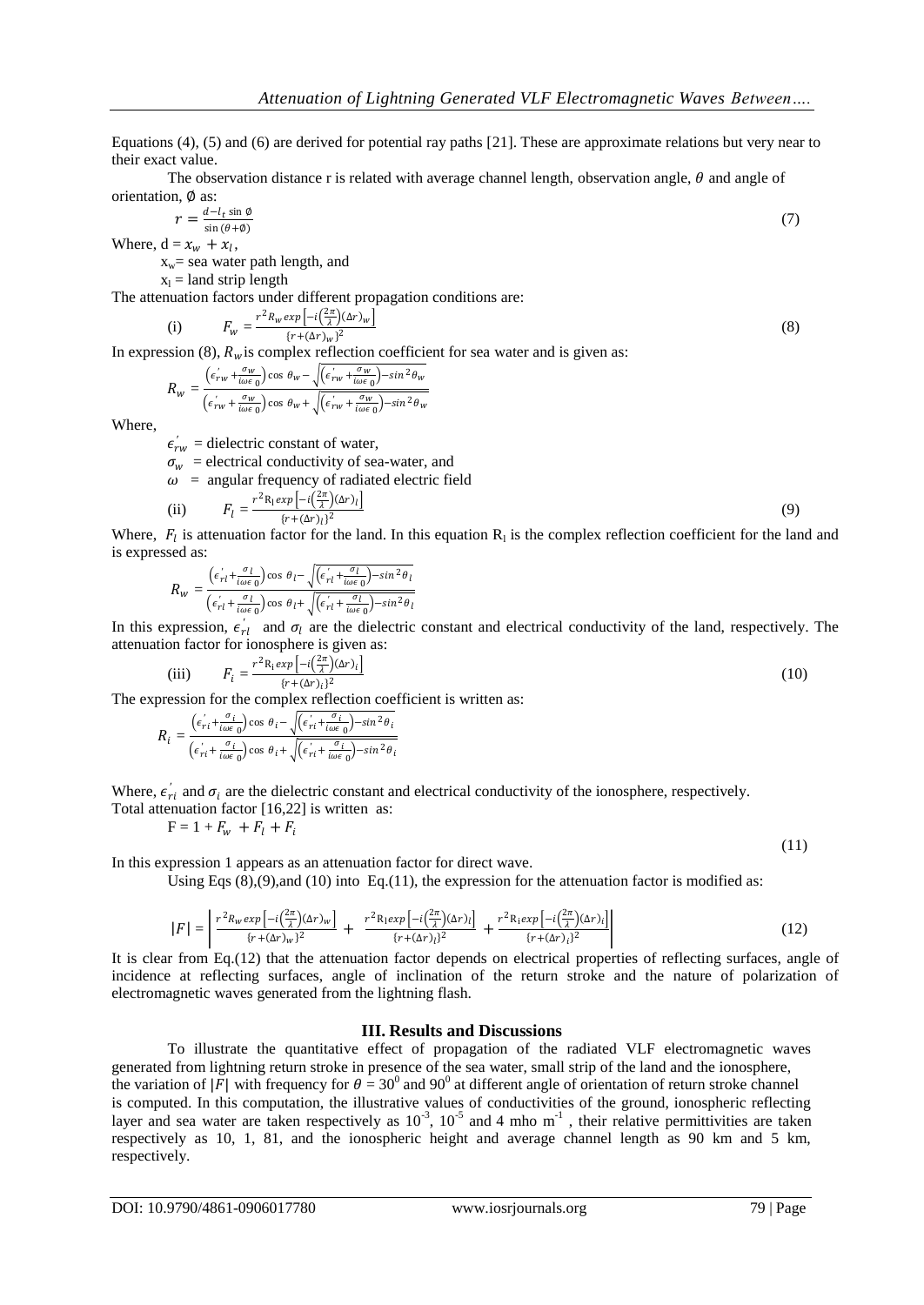Equations (4), (5) and (6) are derived for potential ray paths [21]. These are approximate relations but very near to their exact value.

The observation distance r is related with average channel length, observation angle, $\theta$ and angle of orientation, $\emptyset$ as:

$$r = \frac{d - l_t \sin\emptyset}{\sin(\theta + \emptyset)} \tag{7}$$

Where, $d = x_w + x_l$,

$x_w$= sea water path length, and

$x_l$ = land strip length

The attenuation factors under different propagation conditions are:

(i) $$F_w = \frac{r^2 R_w \exp\left[-i\left(\frac{2\pi}{\lambda}\right)(\Delta r)_w\right]}{\{r + (\Delta r)_w\}^2} \tag{8}$$

In expression (8), $R_w$ is complex reflection coefficient for sea water and is given as:

$$R_w = \frac{\left(\epsilon_{rw}^{'} + \frac{\sigma_w}{i\omega\epsilon_0}\right)\cos\theta_w - \sqrt{\left(\epsilon_{rw}^{'} + \frac{\sigma_w}{i\omega\epsilon_0}\right) - \sin^2\theta_w}}{\left(\epsilon_{rw}^{'} + \frac{\sigma_w}{i\omega\epsilon_0}\right)\cos\theta_w + \sqrt{\left(\epsilon_{rw}^{'} + \frac{\sigma_w}{i\omega\epsilon_0}\right) - \sin^2\theta_w}}$$

Where,

$\epsilon_{rw}^{'}$ = dielectric constant of water,

$\sigma_w$ = electrical conductivity of sea-water, and

$\omega$ = angular frequency of radiated electric field

(ii) $$F_l = \frac{r^2 R_l \exp\left[-i\left(\frac{2\pi}{\lambda}\right)(\Delta r)_l\right]}{\{r + (\Delta r)_l\}^2} \tag{9}$$

Where, $F_l$ is attenuation factor for the land. In this equation $R_l$ is the complex reflection coefficient for the land and is expressed as:

$$R_w = \frac{\left(\epsilon_{rl}^{'} + \frac{\sigma_l}{i\omega\epsilon_0}\right)\cos\theta_l - \sqrt{\left(\epsilon_{rl}^{'} + \frac{\sigma_l}{i\omega\epsilon_0}\right) - \sin^2\theta_l}}{\left(\epsilon_{rl}^{'} + \frac{\sigma_l}{i\omega\epsilon_0}\right)\cos\theta_l + \sqrt{\left(\epsilon_{rl}^{'} + \frac{\sigma_l}{i\omega\epsilon_0}\right) - \sin^2\theta_l}}$$

In this expression, $\epsilon_{rl}^{'}$ and $\sigma_l$ are the dielectric constant and electrical conductivity of the land, respectively. The attenuation factor for ionosphere is given as:

(iii) $$F_i = \frac{r^2 R_i \exp\left[-i\left(\frac{2\pi}{\lambda}\right)(\Delta r)_i\right]}{\{r + (\Delta r)_i\}^2} \tag{10}$$

The expression for the complex reflection coefficient is written as:

$$R_i = \frac{\left(\epsilon_{ri}^{'} + \frac{\sigma_i}{i\omega\epsilon_0}\right)\cos\theta_i - \sqrt{\left(\epsilon_{ri}^{'} + \frac{\sigma_i}{i\omega\epsilon_0}\right) - \sin^2\theta_i}}{\left(\epsilon_{ri}^{'} + \frac{\sigma_i}{i\omega\epsilon_0}\right)\cos\theta_i + \sqrt{\left(\epsilon_{ri}^{'} + \frac{\sigma_i}{i\omega\epsilon_0}\right) - \sin^2\theta_i}}$$

Where, $\epsilon_{ri}^{'}$ and $\sigma_i$ are the dielectric constant and electrical conductivity of the ionosphere, respectively.

Total attenuation factor [16,22] is written as:

$$F = 1 + F_w + F_l + F_i \tag{11}$$

In this expression 1 appears as an attenuation factor for direct wave.

Using Eqs (8),(9),and (10) into Eq.(11), the expression for the attenuation factor is modified as:

$$|F| = \left| \frac{r^2 R_w \exp\left[-i\left(\frac{2\pi}{\lambda}\right)(\Delta r)_w\right]}{\{r + (\Delta r)_w\}^2} + \frac{r^2 R_l \exp\left[-i\left(\frac{2\pi}{\lambda}\right)(\Delta r)_l\right]}{\{r + (\Delta r)_l\}^2} + \frac{r^2 R_i \exp\left[-i\left(\frac{2\pi}{\lambda}\right)(\Delta r)_i\right]}{\{r + (\Delta r)_i\}^2} \right| \tag{12}$$

It is clear from Eq.(12) that the attenuation factor depends on electrical properties of reflecting surfaces, angle of incidence at reflecting surfaces, angle of inclination of the return stroke and the nature of polarization of electromagnetic waves generated from the lightning flash.

## III. Results and Discussions

To illustrate the quantitative effect of propagation of the radiated VLF electromagnetic waves generated from lightning return stroke in presence of the sea water, small strip of the land and the ionosphere, the variation of $|F|$ with frequency for $\theta = 30^0$ and $90^0$ at different angle of orientation of return stroke channel is computed. In this computation, the illustrative values of conductivities of the ground, ionospheric reflecting layer and sea water are taken respectively as $10^{-3}$, $10^{-5}$ and 4 mho $m^{-1}$ , their relative permittivities are taken respectively as 10, 1, 81, and the ionospheric height and average channel length as 90 km and 5 km, respectively.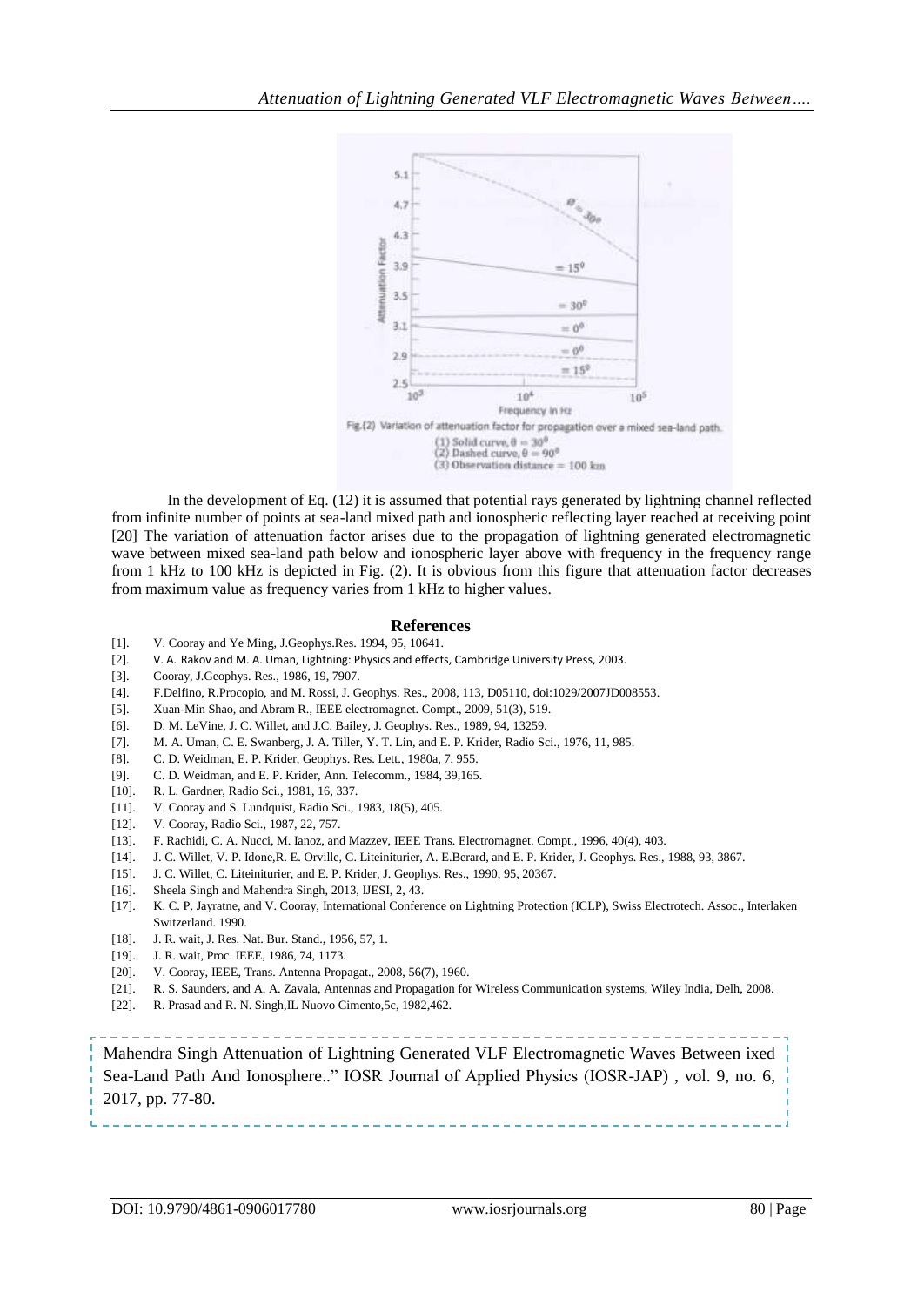5.1

4.7

4.3

3.9

3.5

3.1

2.9

2.5

Attenuation Factor

$10^3$ $10^4$ $10^5$

Frequency in Hz

$\theta = 30^0$

$= 15^0$

$= 30^0$

$= 0^0$

$= 0^0$

$= 15^0$

Fig.(2) Variation of attenuation factor for propagation over a mixed sea-land path.

(1) Solid curve, $\theta = 30^0$
(2) Dashed curve, $\theta = 90^0$
(3) Observation distance = 100 km

In the development of Eq. (12) it is assumed that potential rays generated by lightning channel reflected from infinite number of points at sea-land mixed path and ionospheric reflecting layer reached at receiving point [20] The variation of attenuation factor arises due to the propagation of lightning generated electromagnetic wave between mixed sea-land path below and ionospheric layer above with frequency in the frequency range from 1 kHz to 100 kHz is depicted in Fig. (2). It is obvious from this figure that attenuation factor decreases from maximum value as frequency varies from 1 kHz to higher values.

## References

[1]. V. Cooray and Ye Ming, J.Geophys.Res. 1994, 95, 10641.

[2]. V. A. Rakov and M. A. Uman, Lightning: Physics and effects, Cambridge University Press, 2003.

[3]. Cooray, J.Geophys. Res., 1986, 19, 7907.

[4]. F.Delfino, R.Procopio, and M. Rossi, J. Geophys. Res., 2008, 113, D05110, doi:1029/2007JD008553.

[5]. Xuan-Min Shao, and Abram R., IEEE electromagnet. Compt., 2009, 51(3), 519.

[6]. D. M. LeVine, J. C. Willet, and J.C. Bailey, J. Geophys. Res., 1989, 94, 13259.

[7]. M. A. Uman, C. E. Swanberg, J. A. Tiller, Y. T. Lin, and E. P. Krider, Radio Sci., 1976, 11, 985.

[8]. C. D. Weidman, E. P. Krider, Geophys. Res. Lett., 1980a, 7, 955.

[9]. C. D. Weidman, and E. P. Krider, Ann. Telecomm., 1984, 39,165.

[10]. R. L. Gardner, Radio Sci., 1981, 16, 337.

[11]. V. Cooray and S. Lundquist, Radio Sci., 1983, 18(5), 405.

[12]. V. Cooray, Radio Sci., 1987, 22, 757.

[13]. F. Rachidi, C. A. Nucci, M. Ianoz, and Mazzev, IEEE Trans. Electromagnet. Compt., 1996, 40(4), 403.

[14]. J. C. Willet, V. P. Idone,R. E. Orville, C. Liteiniturier, A. E.Berard, and E. P. Krider, J. Geophys. Res., 1988, 93, 3867.

[15]. J. C. Willet, C. Liteiniturier, and E. P. Krider, J. Geophys. Res., 1990, 95, 20367.

[16]. Sheela Singh and Mahendra Singh, 2013, IJESI, 2, 43.

[17]. K. C. P. Jayratne, and V. Cooray, International Conference on Lightning Protection (ICLP), Swiss Electrotech. Assoc., Interlaken Switzerland. 1990.

[18]. J. R. wait, J. Res. Nat. Bur. Stand., 1956, 57, 1.

[19]. J. R. wait, Proc. IEEE, 1986, 74, 1173.

[20]. V. Cooray, IEEE, Trans. Antenna Propagat., 2008, 56(7), 1960.

[21]. R. S. Saunders, and A. A. Zavala, Antennas and Propagation for Wireless Communication systems, Wiley India, Delh, 2008.

[22]. R. Prasad and R. N. Singh,IL Nuovo Cimento,5c, 1982,462.

Mahendra Singh Attenuation of Lightning Generated VLF Electromagnetic Waves Between ixed Sea-Land Path And Ionosphere.." IOSR Journal of Applied Physics (IOSR-JAP) , vol. 9, no. 6, 2017, pp. 77-80.